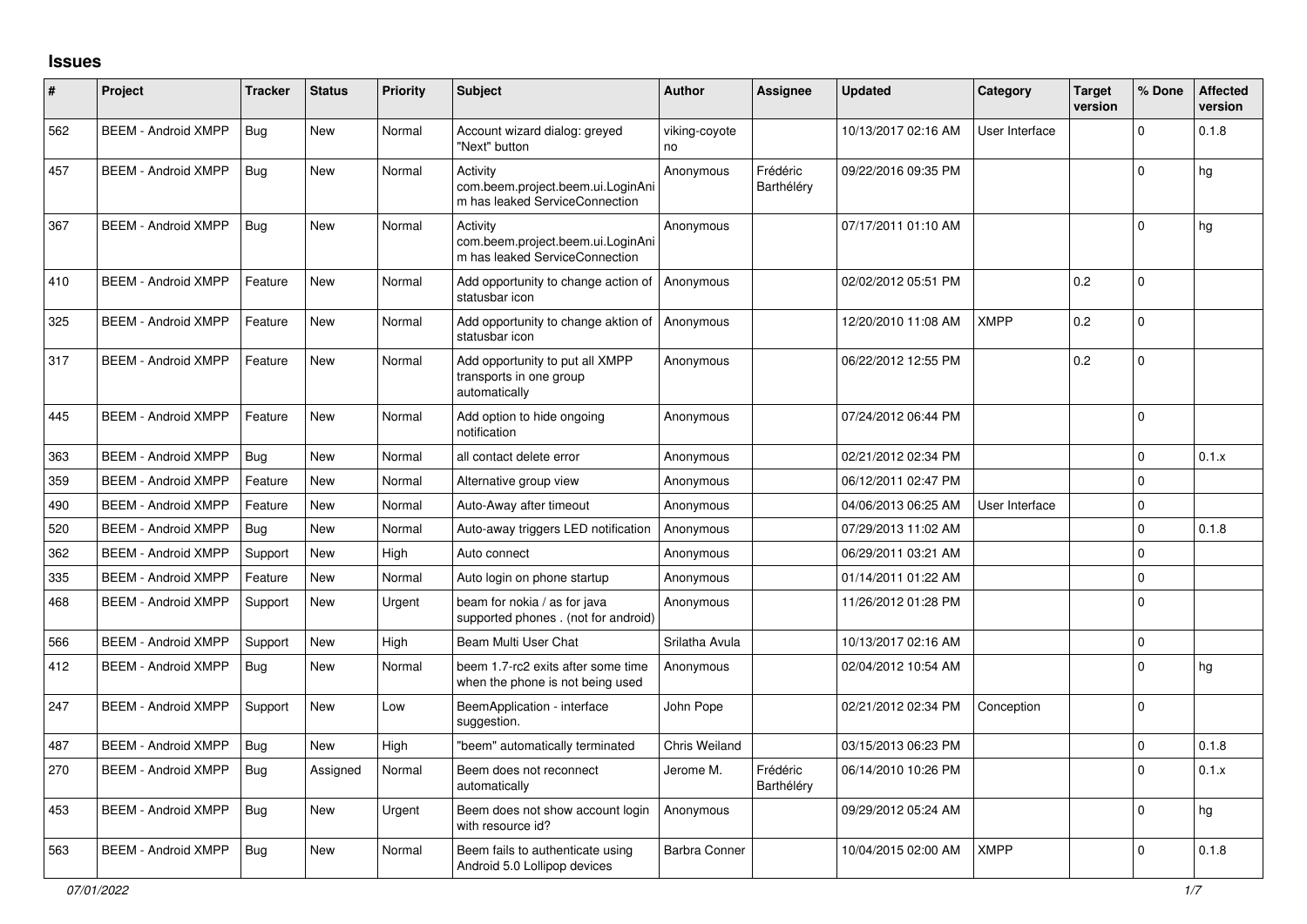# Issues

| # | Project | Tracker | Status | Priority | Subject | Author | Assignee | Updated | Category | Target version | % Done | Affected version |
|---|---|---|---|---|---|---|---|---|---|---|---|---|
| 562 | BEEM - Android XMPP | Bug | New | Normal | Account wizard dialog: greyed "Next" button | viking-coyote no | | 10/13/2017 02:16 AM | User Interface | | 0 | 0.1.8 |
| 457 | BEEM - Android XMPP | Bug | New | Normal | Activity com.beem.project.beem.ui.LoginAnim has leaked ServiceConnection | Anonymous | Frédéric Barthéléry | 09/22/2016 09:35 PM | | | 0 | hg |
| 367 | BEEM - Android XMPP | Bug | New | Normal | Activity com.beem.project.beem.ui.LoginAnim has leaked ServiceConnection | Anonymous | | 07/17/2011 01:10 AM | | | 0 | hg |
| 410 | BEEM - Android XMPP | Feature | New | Normal | Add opportunity to change action of statusbar icon | Anonymous | | 02/02/2012 05:51 PM | | 0.2 | 0 | |
| 325 | BEEM - Android XMPP | Feature | New | Normal | Add opportunity to change aktion of statusbar icon | Anonymous | | 12/20/2010 11:08 AM | XMPP | 0.2 | 0 | |
| 317 | BEEM - Android XMPP | Feature | New | Normal | Add opportunity to put all XMPP transports in one group automatically | Anonymous | | 06/22/2012 12:55 PM | | 0.2 | 0 | |
| 445 | BEEM - Android XMPP | Feature | New | Normal | Add option to hide ongoing notification | Anonymous | | 07/24/2012 06:44 PM | | | 0 | |
| 363 | BEEM - Android XMPP | Bug | New | Normal | all contact delete error | Anonymous | | 02/21/2012 02:34 PM | | | 0 | 0.1.x |
| 359 | BEEM - Android XMPP | Feature | New | Normal | Alternative group view | Anonymous | | 06/12/2011 02:47 PM | | | 0 | |
| 490 | BEEM - Android XMPP | Feature | New | Normal | Auto-Away after timeout | Anonymous | | 04/06/2013 06:25 AM | User Interface | | 0 | |
| 520 | BEEM - Android XMPP | Bug | New | Normal | Auto-away triggers LED notification | Anonymous | | 07/29/2013 11:02 AM | | | 0 | 0.1.8 |
| 362 | BEEM - Android XMPP | Support | New | High | Auto connect | Anonymous | | 06/29/2011 03:21 AM | | | 0 | |
| 335 | BEEM - Android XMPP | Feature | New | Normal | Auto login on phone startup | Anonymous | | 01/14/2011 01:22 AM | | | 0 | |
| 468 | BEEM - Android XMPP | Support | New | Urgent | beam for nokia / as for java supported phones . (not for android) | Anonymous | | 11/26/2012 01:28 PM | | | 0 | |
| 566 | BEEM - Android XMPP | Support | New | High | Beam Multi User Chat | Srilatha Avula | | 10/13/2017 02:16 AM | | | 0 | |
| 412 | BEEM - Android XMPP | Bug | New | Normal | beem 1.7-rc2 exits after some time when the phone is not being used | Anonymous | | 02/04/2012 10:54 AM | | | 0 | hg |
| 247 | BEEM - Android XMPP | Support | New | Low | BeemApplication - interface suggestion. | John Pope | | 02/21/2012 02:34 PM | Conception | | 0 | |
| 487 | BEEM - Android XMPP | Bug | New | High | "beem" automatically terminated | Chris Weiland | | 03/15/2013 06:23 PM | | | 0 | 0.1.8 |
| 270 | BEEM - Android XMPP | Bug | Assigned | Normal | Beem does not reconnect automatically | Jerome M. | Frédéric Barthéléry | 06/14/2010 10:26 PM | | | 0 | 0.1.x |
| 453 | BEEM - Android XMPP | Bug | New | Urgent | Beem does not show account login with resource id? | Anonymous | | 09/29/2012 05:24 AM | | | 0 | hg |
| 563 | BEEM - Android XMPP | Bug | New | Normal | Beem fails to authenticate using Android 5.0 Lollipop devices | Barbra Conner | | 10/04/2015 02:00 AM | XMPP | | 0 | 0.1.8 |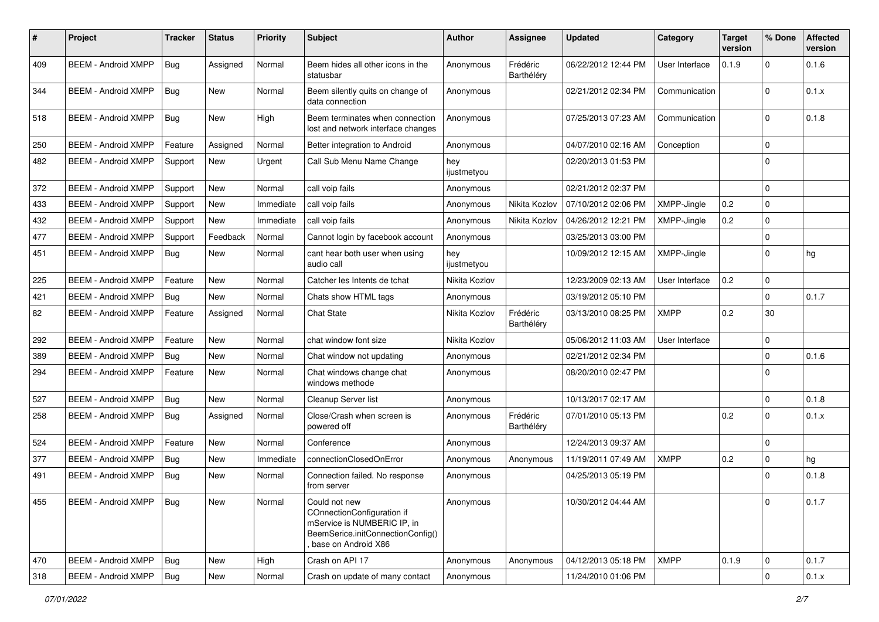| # | Project | Tracker | Status | Priority | Subject | Author | Assignee | Updated | Category | Target version | % Done | Affected version |
|---|---|---|---|---|---|---|---|---|---|---|---|---|
| 409 | BEEM - Android XMPP | Bug | Assigned | Normal | Beem hides all other icons in the statusbar | Anonymous | Frédéric Barthéléry | 06/22/2012 12:44 PM | User Interface | 0.1.9 | 0 | 0.1.6 |
| 344 | BEEM - Android XMPP | Bug | New | Normal | Beem silently quits on change of data connection | Anonymous | | 02/21/2012 02:34 PM | Communication | | 0 | 0.1.x |
| 518 | BEEM - Android XMPP | Bug | New | High | Beem terminates when connection lost and network interface changes | Anonymous | | 07/25/2013 07:23 AM | Communication | | 0 | 0.1.8 |
| 250 | BEEM - Android XMPP | Feature | Assigned | Normal | Better integration to Android | Anonymous | | 04/07/2010 02:16 AM | Conception | | 0 | |
| 482 | BEEM - Android XMPP | Support | New | Urgent | Call Sub Menu Name Change | hey ijustmetyou | | 02/20/2013 01:53 PM | | | 0 | |
| 372 | BEEM - Android XMPP | Support | New | Normal | call voip fails | Anonymous | | 02/21/2012 02:37 PM | | | 0 | |
| 433 | BEEM - Android XMPP | Support | New | Immediate | call voip fails | Anonymous | Nikita Kozlov | 07/10/2012 02:06 PM | XMPP-Jingle | 0.2 | 0 | |
| 432 | BEEM - Android XMPP | Support | New | Immediate | call voip fails | Anonymous | Nikita Kozlov | 04/26/2012 12:21 PM | XMPP-Jingle | 0.2 | 0 | |
| 477 | BEEM - Android XMPP | Support | Feedback | Normal | Cannot login by facebook account | Anonymous | | 03/25/2013 03:00 PM | | | 0 | |
| 451 | BEEM - Android XMPP | Bug | New | Normal | cant hear both user when using audio call | hey ijustmetyou | | 10/09/2012 12:15 AM | XMPP-Jingle | | 0 | hg |
| 225 | BEEM - Android XMPP | Feature | New | Normal | Catcher les Intents de tchat | Nikita Kozlov | | 12/23/2009 02:13 AM | User Interface | 0.2 | 0 | |
| 421 | BEEM - Android XMPP | Bug | New | Normal | Chats show HTML tags | Anonymous | | 03/19/2012 05:10 PM | | | 0 | 0.1.7 |
| 82 | BEEM - Android XMPP | Feature | Assigned | Normal | Chat State | Nikita Kozlov | Frédéric Barthéléry | 03/13/2010 08:25 PM | XMPP | 0.2 | 30 | |
| 292 | BEEM - Android XMPP | Feature | New | Normal | chat window font size | Nikita Kozlov | | 05/06/2012 11:03 AM | User Interface | | 0 | |
| 389 | BEEM - Android XMPP | Bug | New | Normal | Chat window not updating | Anonymous | | 02/21/2012 02:34 PM | | | 0 | 0.1.6 |
| 294 | BEEM - Android XMPP | Feature | New | Normal | Chat windows change chat windows methode | Anonymous | | 08/20/2010 02:47 PM | | | 0 | |
| 527 | BEEM - Android XMPP | Bug | New | Normal | Cleanup Server list | Anonymous | | 10/13/2017 02:17 AM | | | 0 | 0.1.8 |
| 258 | BEEM - Android XMPP | Bug | Assigned | Normal | Close/Crash when screen is powered off | Anonymous | Frédéric Barthéléry | 07/01/2010 05:13 PM | | 0.2 | 0 | 0.1.x |
| 524 | BEEM - Android XMPP | Feature | New | Normal | Conference | Anonymous | | 12/24/2013 09:37 AM | | | 0 | |
| 377 | BEEM - Android XMPP | Bug | New | Immediate | connectionClosedOnError | Anonymous | Anonymous | 11/19/2011 07:49 AM | XMPP | 0.2 | 0 | hg |
| 491 | BEEM - Android XMPP | Bug | New | Normal | Connection failed. No response from server | Anonymous | | 04/25/2013 05:19 PM | | | 0 | 0.1.8 |
| 455 | BEEM - Android XMPP | Bug | New | Normal | Could not new COnnectionConfiguration if mService is NUMBERIC IP, in BeemSerice.initConnectionConfig() , base on Android X86 | Anonymous | | 10/30/2012 04:44 AM | | | 0 | 0.1.7 |
| 470 | BEEM - Android XMPP | Bug | New | High | Crash on API 17 | Anonymous | Anonymous | 04/12/2013 05:18 PM | XMPP | 0.1.9 | 0 | 0.1.7 |
| 318 | BEEM - Android XMPP | Bug | New | Normal | Crash on update of many contact | Anonymous | | 11/24/2010 01:06 PM | | | 0 | 0.1.x |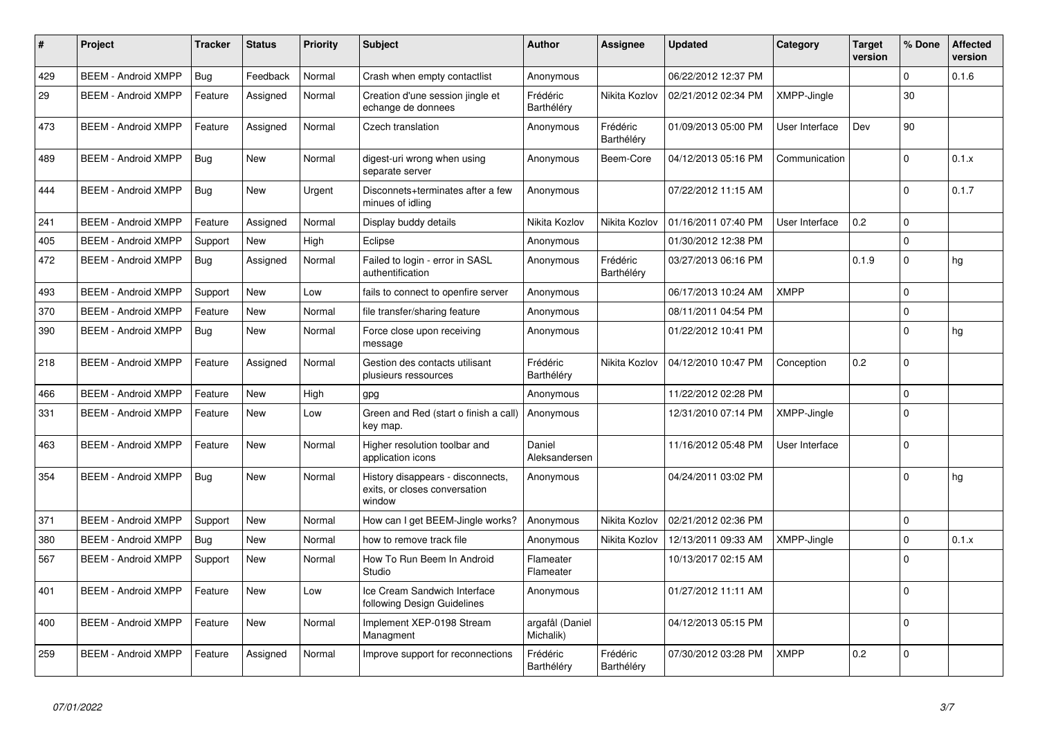| # | Project | Tracker | Status | Priority | Subject | Author | Assignee | Updated | Category | Target version | % Done | Affected version |
|---|---|---|---|---|---|---|---|---|---|---|---|---|
| 429 | BEEM - Android XMPP | Bug | Feedback | Normal | Crash when empty contactlist | Anonymous | | 06/22/2012 12:37 PM | | | 0 | 0.1.6 |
| 29 | BEEM - Android XMPP | Feature | Assigned | Normal | Creation d'une session jingle et echange de donnees | Frédéric Barthéléry | Nikita Kozlov | 02/21/2012 02:34 PM | XMPP-Jingle | | 30 | |
| 473 | BEEM - Android XMPP | Feature | Assigned | Normal | Czech translation | Anonymous | Frédéric Barthéléry | 01/09/2013 05:00 PM | User Interface | Dev | 90 | |
| 489 | BEEM - Android XMPP | Bug | New | Normal | digest-uri wrong when using separate server | Anonymous | Beem-Core | 04/12/2013 05:16 PM | Communication | | 0 | 0.1.x |
| 444 | BEEM - Android XMPP | Bug | New | Urgent | Disconnets+terminates after a few minues of idling | Anonymous | | 07/22/2012 11:15 AM | | | 0 | 0.1.7 |
| 241 | BEEM - Android XMPP | Feature | Assigned | Normal | Display buddy details | Nikita Kozlov | Nikita Kozlov | 01/16/2011 07:40 PM | User Interface | 0.2 | 0 | |
| 405 | BEEM - Android XMPP | Support | New | High | Eclipse | Anonymous | | 01/30/2012 12:38 PM | | | 0 | |
| 472 | BEEM - Android XMPP | Bug | Assigned | Normal | Failed to login - error in SASL authentification | Anonymous | Frédéric Barthéléry | 03/27/2013 06:16 PM | | 0.1.9 | 0 | hg |
| 493 | BEEM - Android XMPP | Support | New | Low | fails to connect to openfire server | Anonymous | | 06/17/2013 10:24 AM | XMPP | | 0 | |
| 370 | BEEM - Android XMPP | Feature | New | Normal | file transfer/sharing feature | Anonymous | | 08/11/2011 04:54 PM | | | 0 | |
| 390 | BEEM - Android XMPP | Bug | New | Normal | Force close upon receiving message | Anonymous | | 01/22/2012 10:41 PM | | | 0 | hg |
| 218 | BEEM - Android XMPP | Feature | Assigned | Normal | Gestion des contacts utilisant plusieurs ressources | Frédéric Barthéléry | Nikita Kozlov | 04/12/2010 10:47 PM | Conception | 0.2 | 0 | |
| 466 | BEEM - Android XMPP | Feature | New | High | gpg | Anonymous | | 11/22/2012 02:28 PM | | | 0 | |
| 331 | BEEM - Android XMPP | Feature | New | Low | Green and Red (start o finish a call) key map. | Anonymous | | 12/31/2010 07:14 PM | XMPP-Jingle | | 0 | |
| 463 | BEEM - Android XMPP | Feature | New | Normal | Higher resolution toolbar and application icons | Daniel Aleksandersen | | 11/16/2012 05:48 PM | User Interface | | 0 | |
| 354 | BEEM - Android XMPP | Bug | New | Normal | History disappears - disconnects, exits, or closes conversation window | Anonymous | | 04/24/2011 03:02 PM | | | 0 | hg |
| 371 | BEEM - Android XMPP | Support | New | Normal | How can I get BEEM-Jingle works? | Anonymous | Nikita Kozlov | 02/21/2012 02:36 PM | | | 0 | |
| 380 | BEEM - Android XMPP | Bug | New | Normal | how to remove track file | Anonymous | Nikita Kozlov | 12/13/2011 09:33 AM | XMPP-Jingle | | 0 | 0.1.x |
| 567 | BEEM - Android XMPP | Support | New | Normal | How To Run Beem In Android Studio | Flameater Flameater | | 10/13/2017 02:15 AM | | | 0 | |
| 401 | BEEM - Android XMPP | Feature | New | Low | Ice Cream Sandwich Interface following Design Guidelines | Anonymous | | 01/27/2012 11:11 AM | | | 0 | |
| 400 | BEEM - Android XMPP | Feature | New | Normal | Implement XEP-0198 Stream Managment | argafål (Daniel Michalik) | | 04/12/2013 05:15 PM | | | 0 | |
| 259 | BEEM - Android XMPP | Feature | Assigned | Normal | Improve support for reconnections | Frédéric Barthéléry | Frédéric Barthéléry | 07/30/2012 03:28 PM | XMPP | 0.2 | 0 | |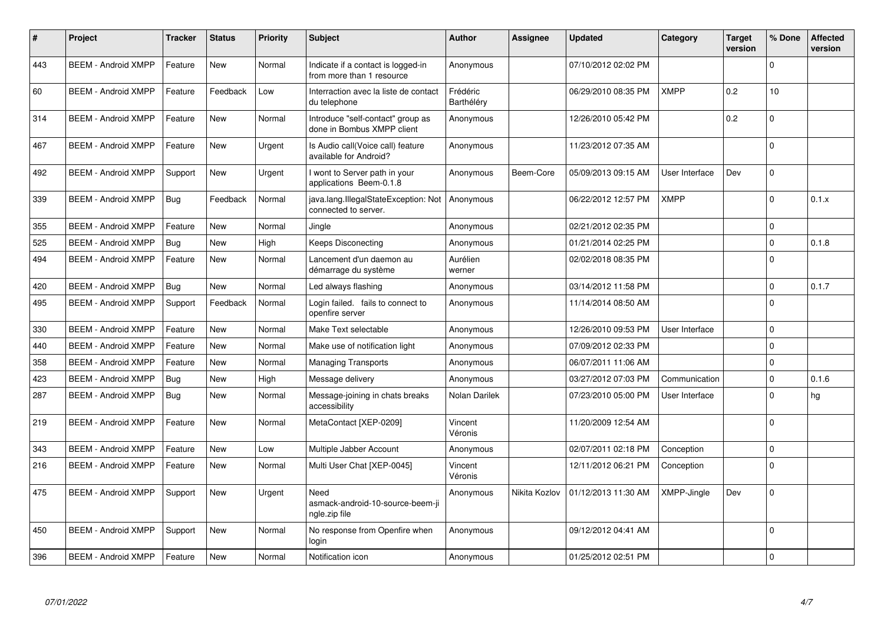| # | Project | Tracker | Status | Priority | Subject | Author | Assignee | Updated | Category | Target version | % Done | Affected version |
|---|---|---|---|---|---|---|---|---|---|---|---|---|
| 443 | BEEM - Android XMPP | Feature | New | Normal | Indicate if a contact is logged-in from more than 1 resource | Anonymous | | 07/10/2012 02:02 PM | | | 0 | |
| 60 | BEEM - Android XMPP | Feature | Feedback | Low | Interraction avec la liste de contact du telephone | Frédéric Barthéléry | | 06/29/2010 08:35 PM | XMPP | 0.2 | 10 | |
| 314 | BEEM - Android XMPP | Feature | New | Normal | Introduce "self-contact" group as done in Bombus XMPP client | Anonymous | | 12/26/2010 05:42 PM | | 0.2 | 0 | |
| 467 | BEEM - Android XMPP | Feature | New | Urgent | Is Audio call(Voice call) feature available for Android? | Anonymous | | 11/23/2012 07:35 AM | | | 0 | |
| 492 | BEEM - Android XMPP | Support | New | Urgent | I wont to Server path in your applications Beem-0.1.8 | Anonymous | Beem-Core | 05/09/2013 09:15 AM | User Interface | Dev | 0 | |
| 339 | BEEM - Android XMPP | Bug | Feedback | Normal | java.lang.IllegalStateException: Not connected to server. | Anonymous | | 06/22/2012 12:57 PM | XMPP | | 0 | 0.1.x |
| 355 | BEEM - Android XMPP | Feature | New | Normal | Jingle | Anonymous | | 02/21/2012 02:35 PM | | | 0 | |
| 525 | BEEM - Android XMPP | Bug | New | High | Keeps Disconecting | Anonymous | | 01/21/2014 02:25 PM | | | 0 | 0.1.8 |
| 494 | BEEM - Android XMPP | Feature | New | Normal | Lancement d'un daemon au démarrage du système | Aurélien werner | | 02/02/2018 08:35 PM | | | 0 | |
| 420 | BEEM - Android XMPP | Bug | New | Normal | Led always flashing | Anonymous | | 03/14/2012 11:58 PM | | | 0 | 0.1.7 |
| 495 | BEEM - Android XMPP | Support | Feedback | Normal | Login failed. fails to connect to openfire server | Anonymous | | 11/14/2014 08:50 AM | | | 0 | |
| 330 | BEEM - Android XMPP | Feature | New | Normal | Make Text selectable | Anonymous | | 12/26/2010 09:53 PM | User Interface | | 0 | |
| 440 | BEEM - Android XMPP | Feature | New | Normal | Make use of notification light | Anonymous | | 07/09/2012 02:33 PM | | | 0 | |
| 358 | BEEM - Android XMPP | Feature | New | Normal | Managing Transports | Anonymous | | 06/07/2011 11:06 AM | | | 0 | |
| 423 | BEEM - Android XMPP | Bug | New | High | Message delivery | Anonymous | | 03/27/2012 07:03 PM | Communication | | 0 | 0.1.6 |
| 287 | BEEM - Android XMPP | Bug | New | Normal | Message-joining in chats breaks accessibility | Nolan Darilek | | 07/23/2010 05:00 PM | User Interface | | 0 | hg |
| 219 | BEEM - Android XMPP | Feature | New | Normal | MetaContact [XEP-0209] | Vincent Véronis | | 11/20/2009 12:54 AM | | | 0 | |
| 343 | BEEM - Android XMPP | Feature | New | Low | Multiple Jabber Account | Anonymous | | 02/07/2011 02:18 PM | Conception | | 0 | |
| 216 | BEEM - Android XMPP | Feature | New | Normal | Multi User Chat [XEP-0045] | Vincent Véronis | | 12/11/2012 06:21 PM | Conception | | 0 | |
| 475 | BEEM - Android XMPP | Support | New | Urgent | Need asmack-android-10-source-beem-jingle.zip file | Anonymous | Nikita Kozlov | 01/12/2013 11:30 AM | XMPP-Jingle | Dev | 0 | |
| 450 | BEEM - Android XMPP | Support | New | Normal | No response from Openfire when login | Anonymous | | 09/12/2012 04:41 AM | | | 0 | |
| 396 | BEEM - Android XMPP | Feature | New | Normal | Notification icon | Anonymous | | 01/25/2012 02:51 PM | | | 0 | |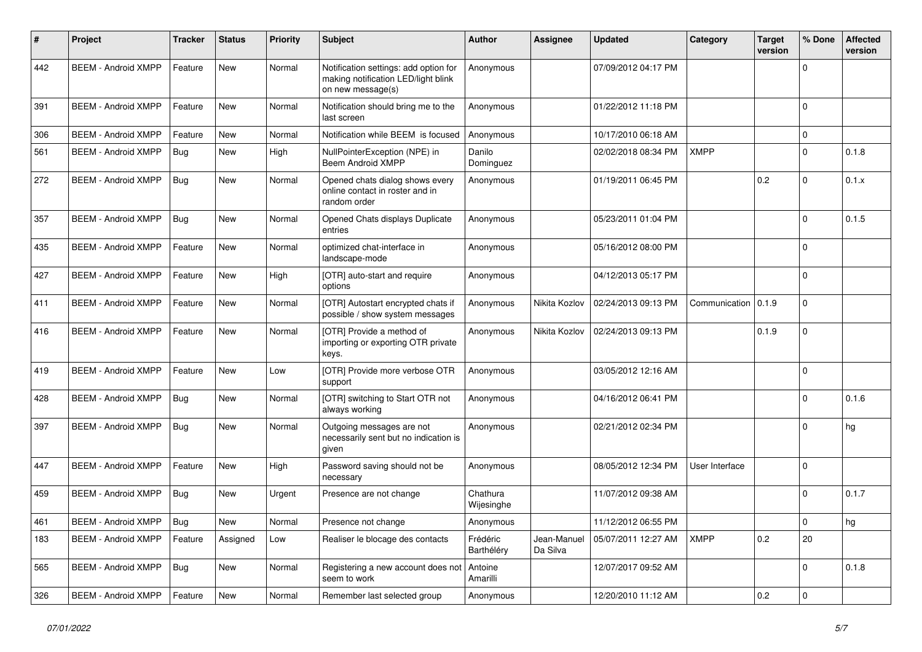| # | Project | Tracker | Status | Priority | Subject | Author | Assignee | Updated | Category | Target version | % Done | Affected version |
|---|---|---|---|---|---|---|---|---|---|---|---|---|
| 442 | BEEM - Android XMPP | Feature | New | Normal | Notification settings: add option for making notification LED/light blink on new message(s) | Anonymous | | 07/09/2012 04:17 PM | | | 0 | |
| 391 | BEEM - Android XMPP | Feature | New | Normal | Notification should bring me to the last screen | Anonymous | | 01/22/2012 11:18 PM | | | 0 | |
| 306 | BEEM - Android XMPP | Feature | New | Normal | Notification while BEEM is focused | Anonymous | | 10/17/2010 06:18 AM | | | 0 | |
| 561 | BEEM - Android XMPP | Bug | New | High | NullPointerException (NPE) in Beem Android XMPP | Danilo Dominguez | | 02/02/2018 08:34 PM | XMPP | | 0 | 0.1.8 |
| 272 | BEEM - Android XMPP | Bug | New | Normal | Opened chats dialog shows every online contact in roster and in random order | Anonymous | | 01/19/2011 06:45 PM | | 0.2 | 0 | 0.1.x |
| 357 | BEEM - Android XMPP | Bug | New | Normal | Opened Chats displays Duplicate entries | Anonymous | | 05/23/2011 01:04 PM | | | 0 | 0.1.5 |
| 435 | BEEM - Android XMPP | Feature | New | Normal | optimized chat-interface in landscape-mode | Anonymous | | 05/16/2012 08:00 PM | | | 0 | |
| 427 | BEEM - Android XMPP | Feature | New | High | [OTR] auto-start and require options | Anonymous | | 04/12/2013 05:17 PM | | | 0 | |
| 411 | BEEM - Android XMPP | Feature | New | Normal | [OTR] Autostart encrypted chats if possible / show system messages | Anonymous | Nikita Kozlov | 02/24/2013 09:13 PM | Communication | 0.1.9 | 0 | |
| 416 | BEEM - Android XMPP | Feature | New | Normal | [OTR] Provide a method of importing or exporting OTR private keys. | Anonymous | Nikita Kozlov | 02/24/2013 09:13 PM | | 0.1.9 | 0 | |
| 419 | BEEM - Android XMPP | Feature | New | Low | [OTR] Provide more verbose OTR support | Anonymous | | 03/05/2012 12:16 AM | | | 0 | |
| 428 | BEEM - Android XMPP | Bug | New | Normal | [OTR] switching to Start OTR not always working | Anonymous | | 04/16/2012 06:41 PM | | | 0 | 0.1.6 |
| 397 | BEEM - Android XMPP | Bug | New | Normal | Outgoing messages are not necessarily sent but no indication is given | Anonymous | | 02/21/2012 02:34 PM | | | 0 | hg |
| 447 | BEEM - Android XMPP | Feature | New | High | Password saving should not be necessary | Anonymous | | 08/05/2012 12:34 PM | User Interface | | 0 | |
| 459 | BEEM - Android XMPP | Bug | New | Urgent | Presence are not change | Chathura Wijesinghe | | 11/07/2012 09:38 AM | | | 0 | 0.1.7 |
| 461 | BEEM - Android XMPP | Bug | New | Normal | Presence not change | Anonymous | | 11/12/2012 06:55 PM | | | 0 | hg |
| 183 | BEEM - Android XMPP | Feature | Assigned | Low | Realiser le blocage des contacts | Frédéric Barthéléry | Jean-Manuel Da Silva | 05/07/2011 12:27 AM | XMPP | 0.2 | 20 | |
| 565 | BEEM - Android XMPP | Bug | New | Normal | Registering a new account does not seem to work | Antoine Amarilli | | 12/07/2017 09:52 AM | | | 0 | 0.1.8 |
| 326 | BEEM - Android XMPP | Feature | New | Normal | Remember last selected group | Anonymous | | 12/20/2010 11:12 AM | | 0.2 | 0 | |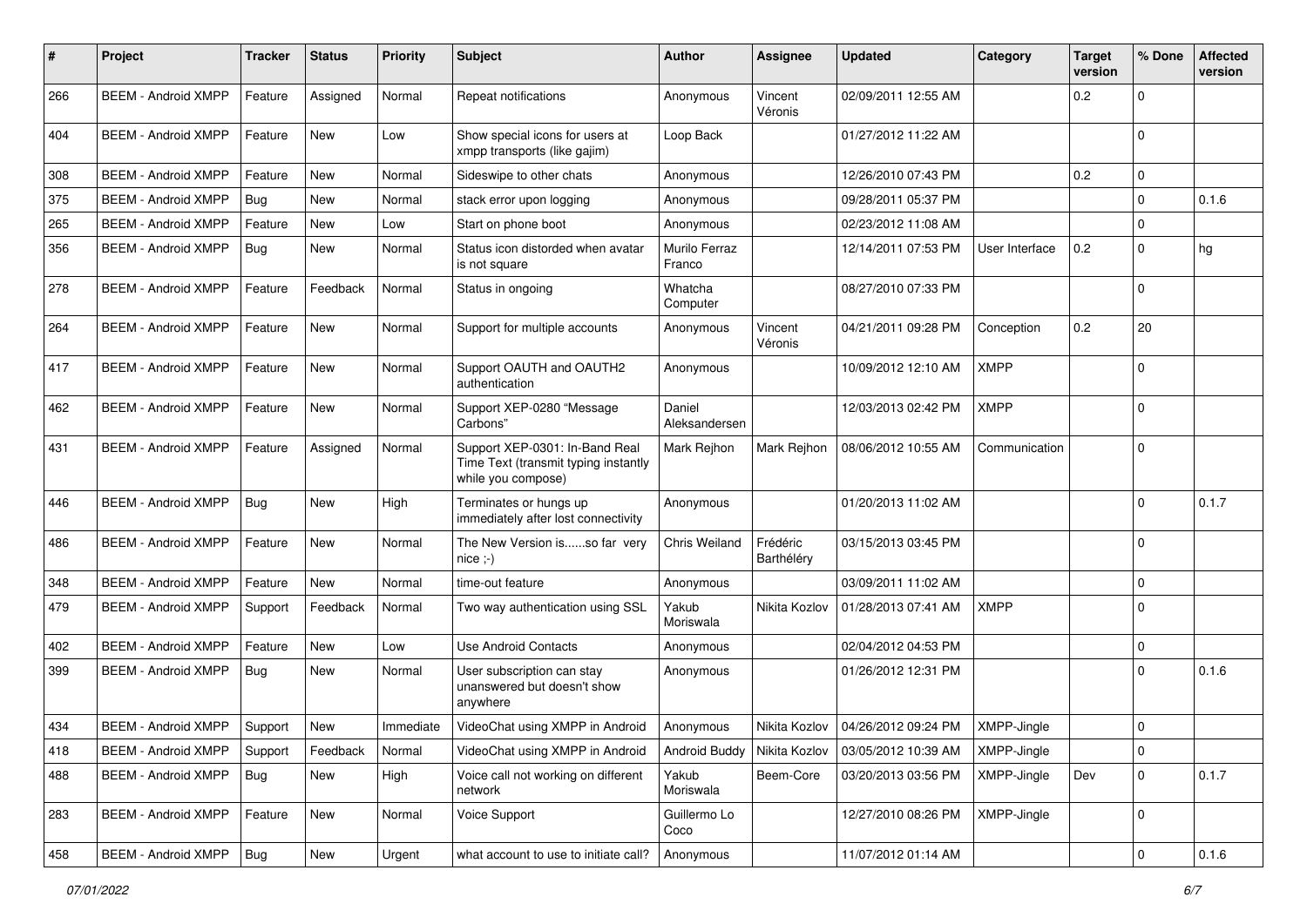| # | Project | Tracker | Status | Priority | Subject | Author | Assignee | Updated | Category | Target version | % Done | Affected version |
|---|---|---|---|---|---|---|---|---|---|---|---|---|
| 266 | BEEM - Android XMPP | Feature | Assigned | Normal | Repeat notifications | Anonymous | Vincent Véronis | 02/09/2011 12:55 AM | | 0.2 | 0 | |
| 404 | BEEM - Android XMPP | Feature | New | Low | Show special icons for users at xmpp transports (like gajim) | Loop Back | | 01/27/2012 11:22 AM | | | 0 | |
| 308 | BEEM - Android XMPP | Feature | New | Normal | Sideswipe to other chats | Anonymous | | 12/26/2010 07:43 PM | | 0.2 | 0 | |
| 375 | BEEM - Android XMPP | Bug | New | Normal | stack error upon logging | Anonymous | | 09/28/2011 05:37 PM | | | 0 | 0.1.6 |
| 265 | BEEM - Android XMPP | Feature | New | Low | Start on phone boot | Anonymous | | 02/23/2012 11:08 AM | | | 0 | |
| 356 | BEEM - Android XMPP | Bug | New | Normal | Status icon distorded when avatar is not square | Murilo Ferraz Franco | | 12/14/2011 07:53 PM | User Interface | 0.2 | 0 | hg |
| 278 | BEEM - Android XMPP | Feature | Feedback | Normal | Status in ongoing | Whatcha Computer | | 08/27/2010 07:33 PM | | | 0 | |
| 264 | BEEM - Android XMPP | Feature | New | Normal | Support for multiple accounts | Anonymous | Vincent Véronis | 04/21/2011 09:28 PM | Conception | 0.2 | 20 | |
| 417 | BEEM - Android XMPP | Feature | New | Normal | Support OAUTH and OAUTH2 authentication | Anonymous | | 10/09/2012 12:10 AM | XMPP | | 0 | |
| 462 | BEEM - Android XMPP | Feature | New | Normal | Support XEP-0280 "Message Carbons" | Daniel Aleksandersen | | 12/03/2013 02:42 PM | XMPP | | 0 | |
| 431 | BEEM - Android XMPP | Feature | Assigned | Normal | Support XEP-0301: In-Band Real Time Text (transmit typing instantly while you compose) | Mark Rejhon | Mark Rejhon | 08/06/2012 10:55 AM | Communication | | 0 | |
| 446 | BEEM - Android XMPP | Bug | New | High | Terminates or hungs up immediately after lost connectivity | Anonymous | | 01/20/2013 11:02 AM | | | 0 | 0.1.7 |
| 486 | BEEM - Android XMPP | Feature | New | Normal | The New Version is......so far very nice ;-) | Chris Weiland | Frédéric Barthéléry | 03/15/2013 03:45 PM | | | 0 | |
| 348 | BEEM - Android XMPP | Feature | New | Normal | time-out feature | Anonymous | | 03/09/2011 11:02 AM | | | 0 | |
| 479 | BEEM - Android XMPP | Support | Feedback | Normal | Two way authentication using SSL | Yakub Moriswala | Nikita Kozlov | 01/28/2013 07:41 AM | XMPP | | 0 | |
| 402 | BEEM - Android XMPP | Feature | New | Low | Use Android Contacts | Anonymous | | 02/04/2012 04:53 PM | | | 0 | |
| 399 | BEEM - Android XMPP | Bug | New | Normal | User subscription can stay unanswered but doesn't show anywhere | Anonymous | | 01/26/2012 12:31 PM | | | 0 | 0.1.6 |
| 434 | BEEM - Android XMPP | Support | New | Immediate | VideoChat using XMPP in Android | Anonymous | Nikita Kozlov | 04/26/2012 09:24 PM | XMPP-Jingle | | 0 | |
| 418 | BEEM - Android XMPP | Support | Feedback | Normal | VideoChat using XMPP in Android | Android Buddy | Nikita Kozlov | 03/05/2012 10:39 AM | XMPP-Jingle | | 0 | |
| 488 | BEEM - Android XMPP | Bug | New | High | Voice call not working on different network | Yakub Moriswala | Beem-Core | 03/20/2013 03:56 PM | XMPP-Jingle | Dev | 0 | 0.1.7 |
| 283 | BEEM - Android XMPP | Feature | New | Normal | Voice Support | Guillermo Lo Coco | | 12/27/2010 08:26 PM | XMPP-Jingle | | 0 | |
| 458 | BEEM - Android XMPP | Bug | New | Urgent | what account to use to initiate call? | Anonymous | | 11/07/2012 01:14 AM | | | 0 | 0.1.6 |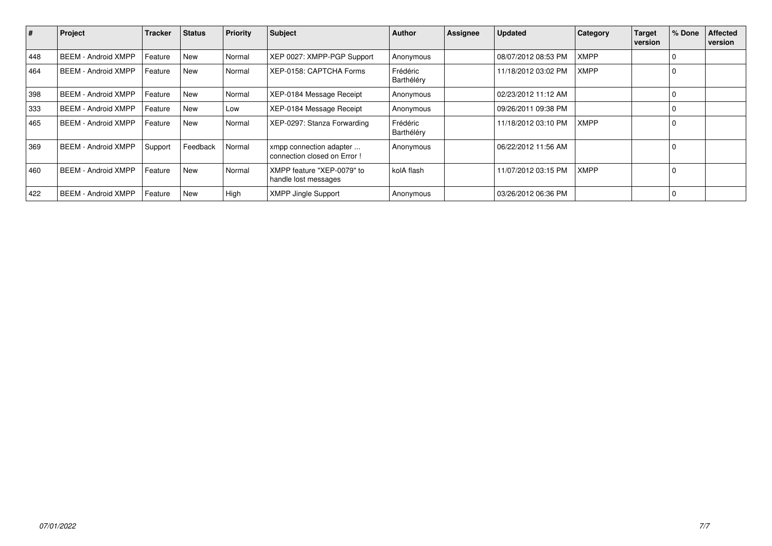| # | Project | Tracker | Status | Priority | Subject | Author | Assignee | Updated | Category | Target version | % Done | Affected version |
|---|---|---|---|---|---|---|---|---|---|---|---|---|
| 448 | BEEM - Android XMPP | Feature | New | Normal | XEP 0027: XMPP-PGP Support | Anonymous | | 08/07/2012 08:53 PM | XMPP | | 0 | |
| 464 | BEEM - Android XMPP | Feature | New | Normal | XEP-0158: CAPTCHA Forms | Frédéric Barthéléry | | 11/18/2012 03:02 PM | XMPP | | 0 | |
| 398 | BEEM - Android XMPP | Feature | New | Normal | XEP-0184 Message Receipt | Anonymous | | 02/23/2012 11:12 AM | | | 0 | |
| 333 | BEEM - Android XMPP | Feature | New | Low | XEP-0184 Message Receipt | Anonymous | | 09/26/2011 09:38 PM | | | 0 | |
| 465 | BEEM - Android XMPP | Feature | New | Normal | XEP-0297: Stanza Forwarding | Frédéric Barthéléry | | 11/18/2012 03:10 PM | XMPP | | 0 | |
| 369 | BEEM - Android XMPP | Support | Feedback | Normal | xmpp connection adapter ... connection closed on Error ! | Anonymous | | 06/22/2012 11:56 AM | | | 0 | |
| 460 | BEEM - Android XMPP | Feature | New | Normal | XMPP feature "XEP-0079" to handle lost messages | kolA flash | | 11/07/2012 03:15 PM | XMPP | | 0 | |
| 422 | BEEM - Android XMPP | Feature | New | High | XMPP Jingle Support | Anonymous | | 03/26/2012 06:36 PM | | | 0 | |

*07/01/2022*